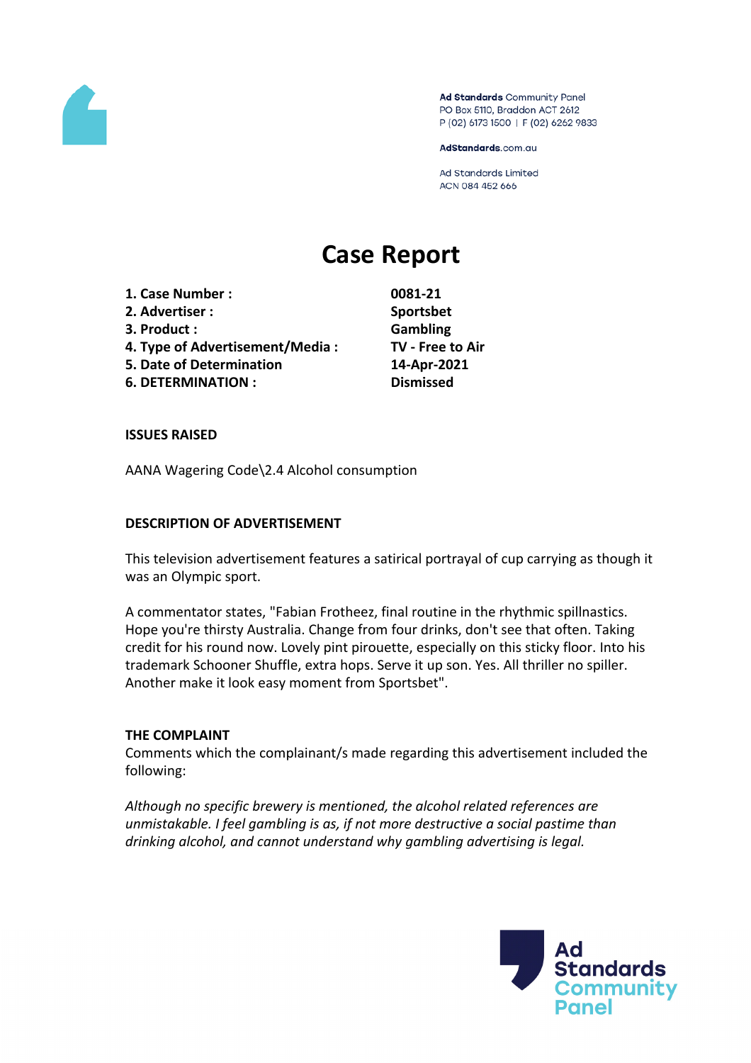Ad Standards Community Panel
PO Box 5110, Braddon ACT 2612
P (02) 6173 1500 | F (02) 6262 9833

AdStandards.com.au

Ad Standards Limited
ACN 084 452 666

# Case Report

| | |
|---|---|
| **1. Case Number :** | **0081-21** |
| **2. Advertiser :** | **Sportsbet** |
| **3. Product :** | **Gambling** |
| **4. Type of Advertisement/Media :** | **TV - Free to Air** |
| **5. Date of Determination** | **14-Apr-2021** |
| **6. DETERMINATION :** | **Dismissed** |

**ISSUES RAISED**

AANA Wagering Code\2.4 Alcohol consumption

**DESCRIPTION OF ADVERTISEMENT**

This television advertisement features a satirical portrayal of cup carrying as though it was an Olympic sport.

A commentator states, "Fabian Frotheez, final routine in the rhythmic spillnastics. Hope you're thirsty Australia. Change from four drinks, don't see that often. Taking credit for his round now. Lovely pint pirouette, especially on this sticky floor. Into his trademark Schooner Shuffle, extra hops. Serve it up son. Yes. All thriller no spiller. Another make it look easy moment from Sportsbet".

**THE COMPLAINT**

Comments which the complainant/s made regarding this advertisement included the following:

*Although no specific brewery is mentioned, the alcohol related references are unmistakable. I feel gambling is as, if not more destructive a social pastime than drinking alcohol, and cannot understand why gambling advertising is legal.*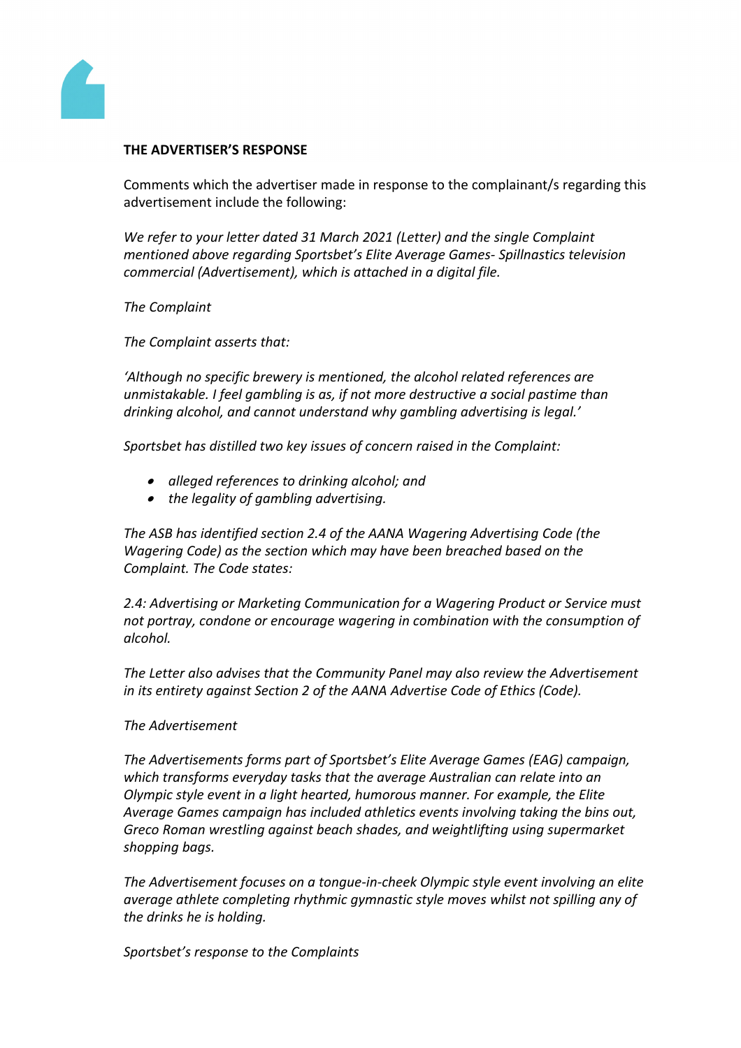**THE ADVERTISER'S RESPONSE**

Comments which the advertiser made in response to the complainant/s regarding this advertisement include the following:

*We refer to your letter dated 31 March 2021 (Letter) and the single Complaint mentioned above regarding Sportsbet's Elite Average Games- Spillnastics television commercial (Advertisement), which is attached in a digital file.*

*The Complaint*

*The Complaint asserts that:*

*'Although no specific brewery is mentioned, the alcohol related references are unmistakable. I feel gambling is as, if not more destructive a social pastime than drinking alcohol, and cannot understand why gambling advertising is legal.'*

*Sportsbet has distilled two key issues of concern raised in the Complaint:*

- *alleged references to drinking alcohol; and*
- *the legality of gambling advertising.*

*The ASB has identified section 2.4 of the AANA Wagering Advertising Code (the Wagering Code) as the section which may have been breached based on the Complaint. The Code states:*

*2.4: Advertising or Marketing Communication for a Wagering Product or Service must not portray, condone or encourage wagering in combination with the consumption of alcohol.*

*The Letter also advises that the Community Panel may also review the Advertisement in its entirety against Section 2 of the AANA Advertise Code of Ethics (Code).*

*The Advertisement*

*The Advertisements forms part of Sportsbet's Elite Average Games (EAG) campaign, which transforms everyday tasks that the average Australian can relate into an Olympic style event in a light hearted, humorous manner. For example, the Elite Average Games campaign has included athletics events involving taking the bins out, Greco Roman wrestling against beach shades, and weightlifting using supermarket shopping bags.*

*The Advertisement focuses on a tongue-in-cheek Olympic style event involving an elite average athlete completing rhythmic gymnastic style moves whilst not spilling any of the drinks he is holding.*

*Sportsbet's response to the Complaints*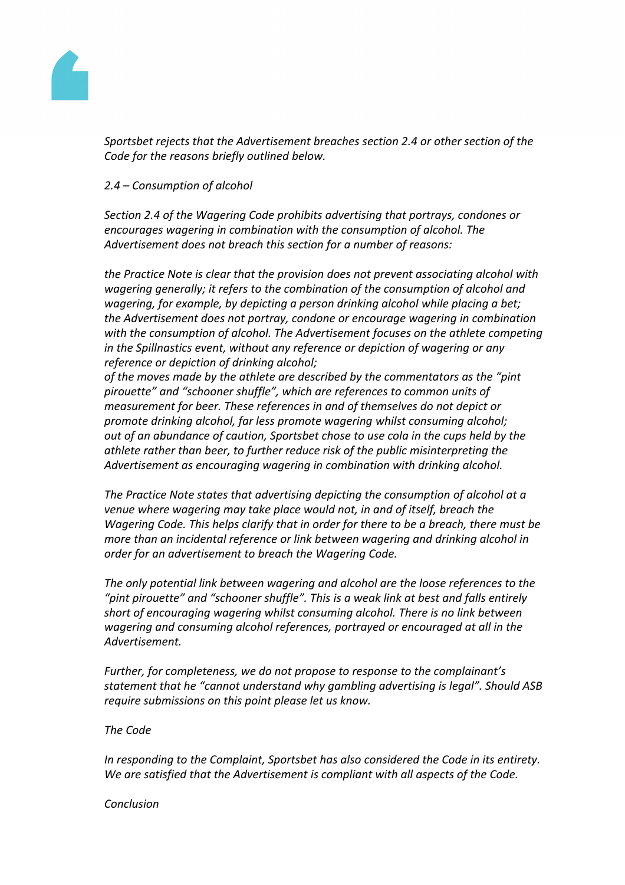*Sportsbet rejects that the Advertisement breaches section 2.4 or other section of the Code for the reasons briefly outlined below.*

*2.4 – Consumption of alcohol*

*Section 2.4 of the Wagering Code prohibits advertising that portrays, condones or encourages wagering in combination with the consumption of alcohol. The Advertisement does not breach this section for a number of reasons:*

*the Practice Note is clear that the provision does not prevent associating alcohol with wagering generally; it refers to the combination of the consumption of alcohol and wagering, for example, by depicting a person drinking alcohol while placing a bet;*
*the Advertisement does not portray, condone or encourage wagering in combination with the consumption of alcohol. The Advertisement focuses on the athlete competing in the Spillnastics event, without any reference or depiction of wagering or any reference or depiction of drinking alcohol;*
*of the moves made by the athlete are described by the commentators as the "pint pirouette" and "schooner shuffle", which are references to common units of measurement for beer. These references in and of themselves do not depict or promote drinking alcohol, far less promote wagering whilst consuming alcohol;*
*out of an abundance of caution, Sportsbet chose to use cola in the cups held by the athlete rather than beer, to further reduce risk of the public misinterpreting the Advertisement as encouraging wagering in combination with drinking alcohol.*

*The Practice Note states that advertising depicting the consumption of alcohol at a venue where wagering may take place would not, in and of itself, breach the Wagering Code. This helps clarify that in order for there to be a breach, there must be more than an incidental reference or link between wagering and drinking alcohol in order for an advertisement to breach the Wagering Code.*

*The only potential link between wagering and alcohol are the loose references to the "pint pirouette" and "schooner shuffle". This is a weak link at best and falls entirely short of encouraging wagering whilst consuming alcohol. There is no link between wagering and consuming alcohol references, portrayed or encouraged at all in the Advertisement.*

*Further, for completeness, we do not propose to response to the complainant's statement that he "cannot understand why gambling advertising is legal". Should ASB require submissions on this point please let us know.*

*The Code*

*In responding to the Complaint, Sportsbet has also considered the Code in its entirety. We are satisfied that the Advertisement is compliant with all aspects of the Code.*

*Conclusion*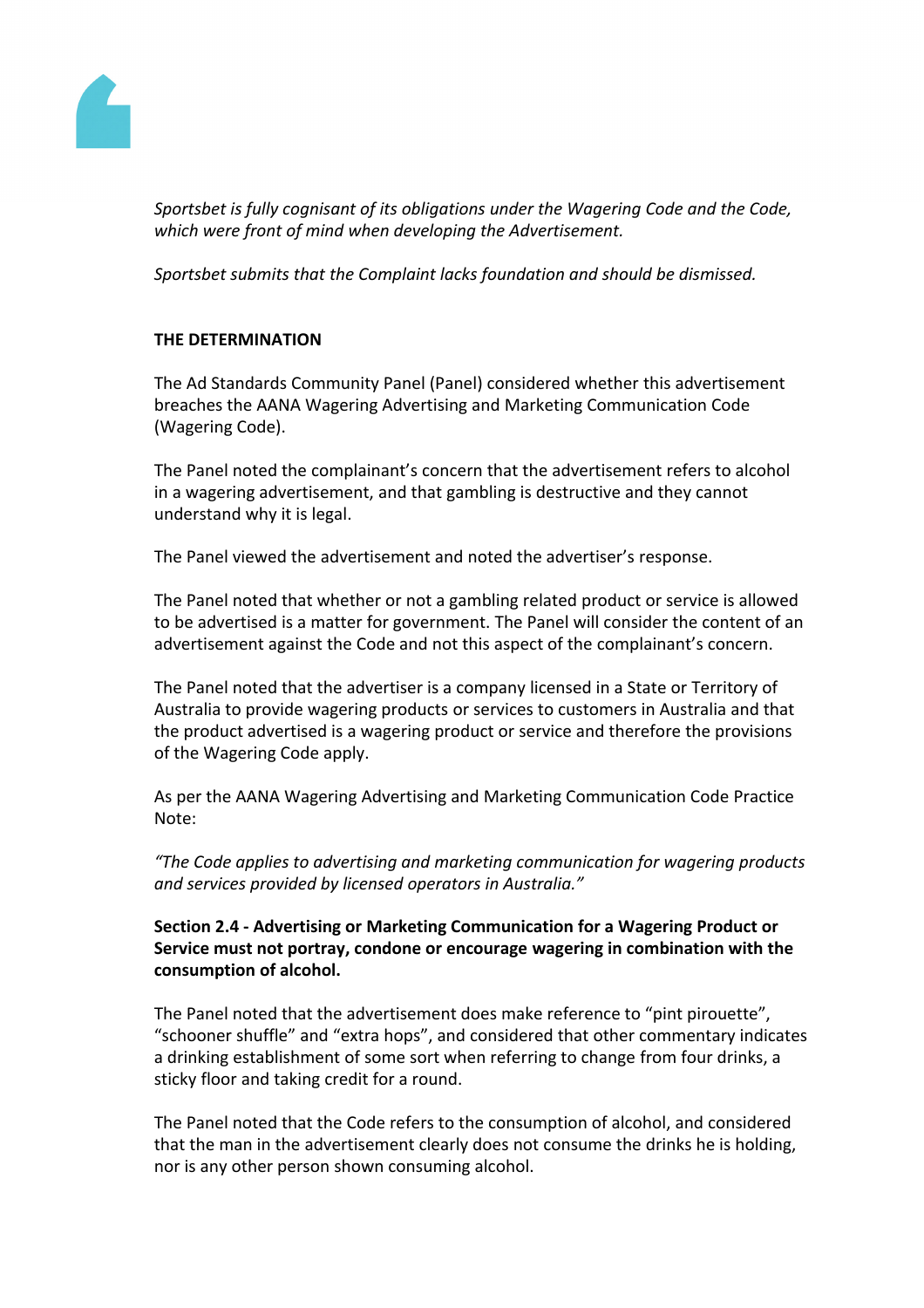*Sportsbet is fully cognisant of its obligations under the Wagering Code and the Code, which were front of mind when developing the Advertisement.*

*Sportsbet submits that the Complaint lacks foundation and should be dismissed.*

**THE DETERMINATION**

The Ad Standards Community Panel (Panel) considered whether this advertisement breaches the AANA Wagering Advertising and Marketing Communication Code (Wagering Code).

The Panel noted the complainant's concern that the advertisement refers to alcohol in a wagering advertisement, and that gambling is destructive and they cannot understand why it is legal.

The Panel viewed the advertisement and noted the advertiser's response.

The Panel noted that whether or not a gambling related product or service is allowed to be advertised is a matter for government. The Panel will consider the content of an advertisement against the Code and not this aspect of the complainant's concern.

The Panel noted that the advertiser is a company licensed in a State or Territory of Australia to provide wagering products or services to customers in Australia and that the product advertised is a wagering product or service and therefore the provisions of the Wagering Code apply.

As per the AANA Wagering Advertising and Marketing Communication Code Practice Note:

*"The Code applies to advertising and marketing communication for wagering products and services provided by licensed operators in Australia."*

**Section 2.4 - Advertising or Marketing Communication for a Wagering Product or Service must not portray, condone or encourage wagering in combination with the consumption of alcohol.**

The Panel noted that the advertisement does make reference to "pint pirouette", "schooner shuffle" and "extra hops", and considered that other commentary indicates a drinking establishment of some sort when referring to change from four drinks, a sticky floor and taking credit for a round.

The Panel noted that the Code refers to the consumption of alcohol, and considered that the man in the advertisement clearly does not consume the drinks he is holding, nor is any other person shown consuming alcohol.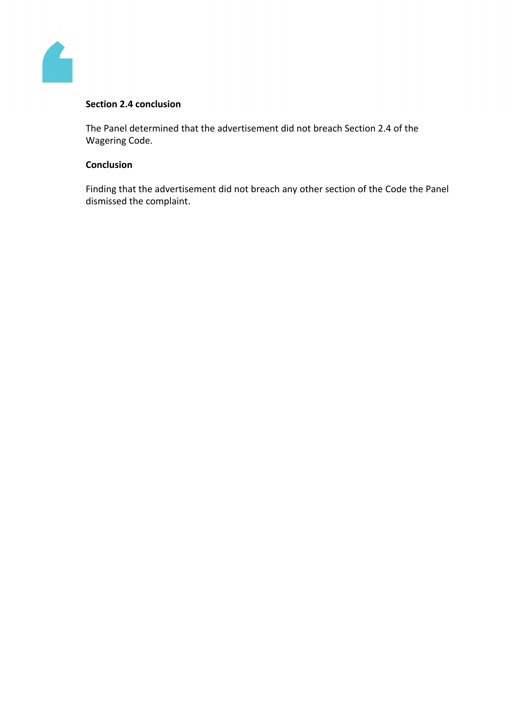**Section 2.4 conclusion**

The Panel determined that the advertisement did not breach Section 2.4 of the Wagering Code.

**Conclusion**

Finding that the advertisement did not breach any other section of the Code the Panel dismissed the complaint.